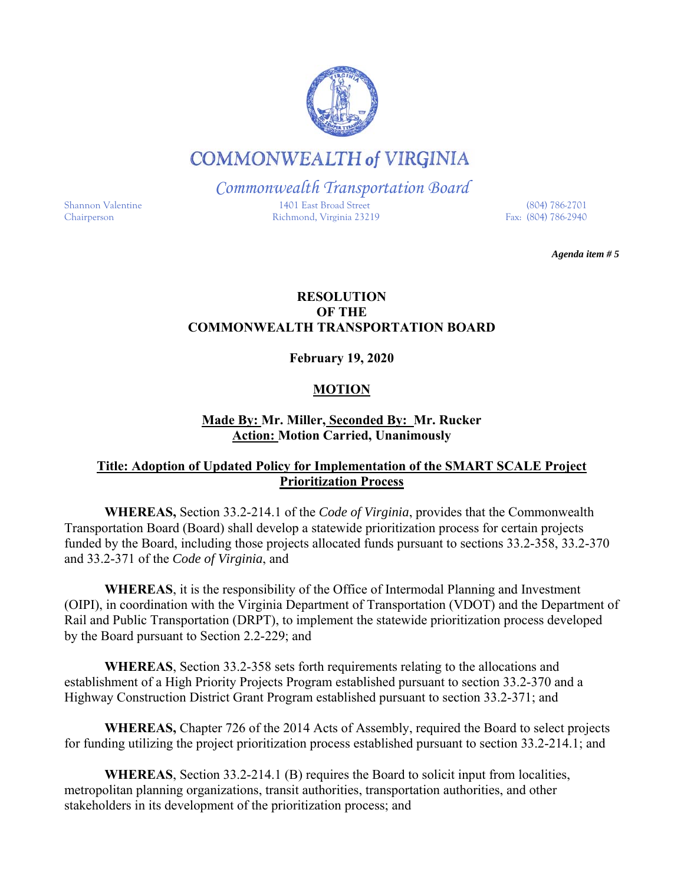# COMMONWEALTH of VIRGINIA

*Commonwealth Transportation Board*

Shannon Valentine
Chairperson

1401 East Broad Street
Richmond, Virginia 23219

(804) 786-2701
Fax: (804) 786-2940

***Agenda item # 5***

**RESOLUTION**
**OF THE**
**COMMONWEALTH TRANSPORTATION BOARD**

**February 19, 2020**

**MOTION**

**Made By: Mr. Miller, Seconded By: Mr. Rucker**
**Action: Motion Carried, Unanimously**

**Title: Adoption of Updated Policy for Implementation of the SMART SCALE Project Prioritization Process**

**WHEREAS,** Section 33.2-214.1 of the *Code of Virginia*, provides that the Commonwealth Transportation Board (Board) shall develop a statewide prioritization process for certain projects funded by the Board, including those projects allocated funds pursuant to sections 33.2-358, 33.2-370 and 33.2-371 of the *Code of Virginia*, and

**WHEREAS**, it is the responsibility of the Office of Intermodal Planning and Investment (OIPI), in coordination with the Virginia Department of Transportation (VDOT) and the Department of Rail and Public Transportation (DRPT), to implement the statewide prioritization process developed by the Board pursuant to Section 2.2-229; and

**WHEREAS**, Section 33.2-358 sets forth requirements relating to the allocations and establishment of a High Priority Projects Program established pursuant to section 33.2-370 and a Highway Construction District Grant Program established pursuant to section 33.2-371; and

**WHEREAS,** Chapter 726 of the 2014 Acts of Assembly, required the Board to select projects for funding utilizing the project prioritization process established pursuant to section 33.2-214.1; and

**WHEREAS**, Section 33.2-214.1 (B) requires the Board to solicit input from localities, metropolitan planning organizations, transit authorities, transportation authorities, and other stakeholders in its development of the prioritization process; and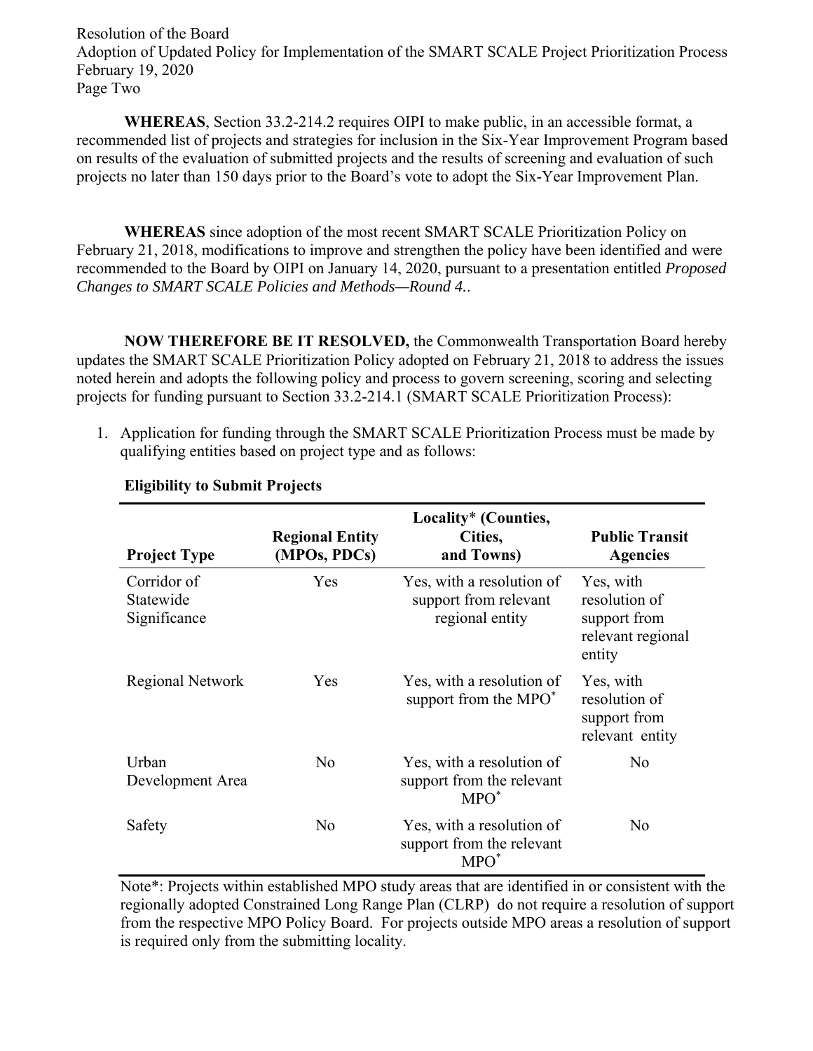**WHEREAS**, Section 33.2-214.2 requires OIPI to make public, in an accessible format, a recommended list of projects and strategies for inclusion in the Six-Year Improvement Program based on results of the evaluation of submitted projects and the results of screening and evaluation of such projects no later than 150 days prior to the Board's vote to adopt the Six-Year Improvement Plan.

**WHEREAS** since adoption of the most recent SMART SCALE Prioritization Policy on February 21, 2018, modifications to improve and strengthen the policy have been identified and were recommended to the Board by OIPI on January 14, 2020, pursuant to a presentation entitled *Proposed Changes to SMART SCALE Policies and Methods—Round 4.*.

**NOW THEREFORE BE IT RESOLVED,** the Commonwealth Transportation Board hereby updates the SMART SCALE Prioritization Policy adopted on February 21, 2018 to address the issues noted herein and adopts the following policy and process to govern screening, scoring and selecting projects for funding pursuant to Section 33.2-214.1 (SMART SCALE Prioritization Process):

1. Application for funding through the SMART SCALE Prioritization Process must be made by qualifying entities based on project type and as follows:

**Eligibility to Submit Projects**

| Project Type | Regional Entity (MPOs, PDCs) | Locality* (Counties, Cities, and Towns) | Public Transit Agencies |
|---|---|---|---|
| Corridor of Statewide Significance | Yes | Yes, with a resolution of support from relevant regional entity | Yes, with resolution of support from relevant regional entity |
| Regional Network | Yes | Yes, with a resolution of support from the MPO* | Yes, with resolution of support from relevant entity |
| Urban Development Area | No | Yes, with a resolution of support from the relevant MPO* | No |
| Safety | No | Yes, with a resolution of support from the relevant MPO* | No |

Note*: Projects within established MPO study areas that are identified in or consistent with the regionally adopted Constrained Long Range Plan (CLRP) do not require a resolution of support from the respective MPO Policy Board. For projects outside MPO areas a resolution of support is required only from the submitting locality.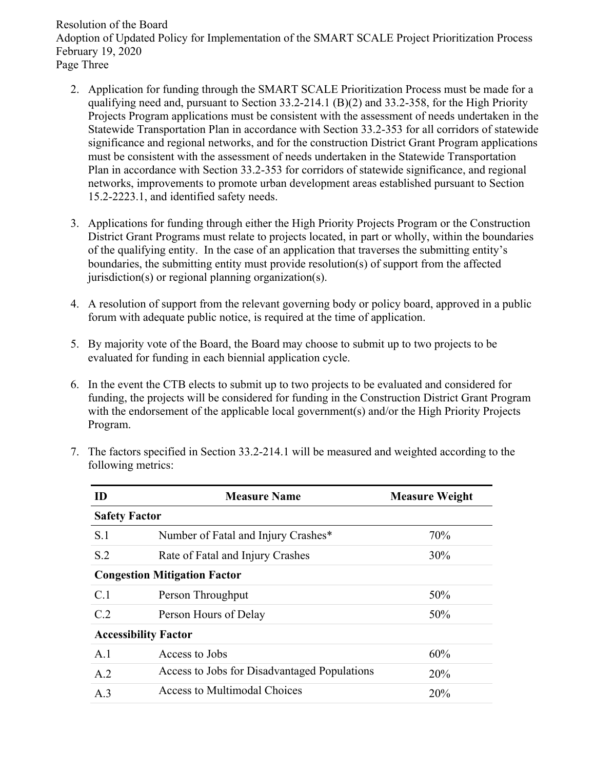2. Application for funding through the SMART SCALE Prioritization Process must be made for a qualifying need and, pursuant to Section 33.2-214.1 (B)(2) and 33.2-358, for the High Priority Projects Program applications must be consistent with the assessment of needs undertaken in the Statewide Transportation Plan in accordance with Section 33.2-353 for all corridors of statewide significance and regional networks, and for the construction District Grant Program applications must be consistent with the assessment of needs undertaken in the Statewide Transportation Plan in accordance with Section 33.2-353 for corridors of statewide significance, and regional networks, improvements to promote urban development areas established pursuant to Section 15.2-2223.1, and identified safety needs.

3. Applications for funding through either the High Priority Projects Program or the Construction District Grant Programs must relate to projects located, in part or wholly, within the boundaries of the qualifying entity. In the case of an application that traverses the submitting entity's boundaries, the submitting entity must provide resolution(s) of support from the affected jurisdiction(s) or regional planning organization(s).

4. A resolution of support from the relevant governing body or policy board, approved in a public forum with adequate public notice, is required at the time of application.

5. By majority vote of the Board, the Board may choose to submit up to two projects to be evaluated for funding in each biennial application cycle.

6. In the event the CTB elects to submit up to two projects to be evaluated and considered for funding, the projects will be considered for funding in the Construction District Grant Program with the endorsement of the applicable local government(s) and/or the High Priority Projects Program.

7. The factors specified in Section 33.2-214.1 will be measured and weighted according to the following metrics:

| ID | Measure Name | Measure Weight |
|---|---|---|
| **Safety Factor** | | |
| S.1 | Number of Fatal and Injury Crashes* | 70% |
| S.2 | Rate of Fatal and Injury Crashes | 30% |
| **Congestion Mitigation Factor** | | |
| C.1 | Person Throughput | 50% |
| C.2 | Person Hours of Delay | 50% |
| **Accessibility Factor** | | |
| A.1 | Access to Jobs | 60% |
| A.2 | Access to Jobs for Disadvantaged Populations | 20% |
| A.3 | Access to Multimodal Choices | 20% |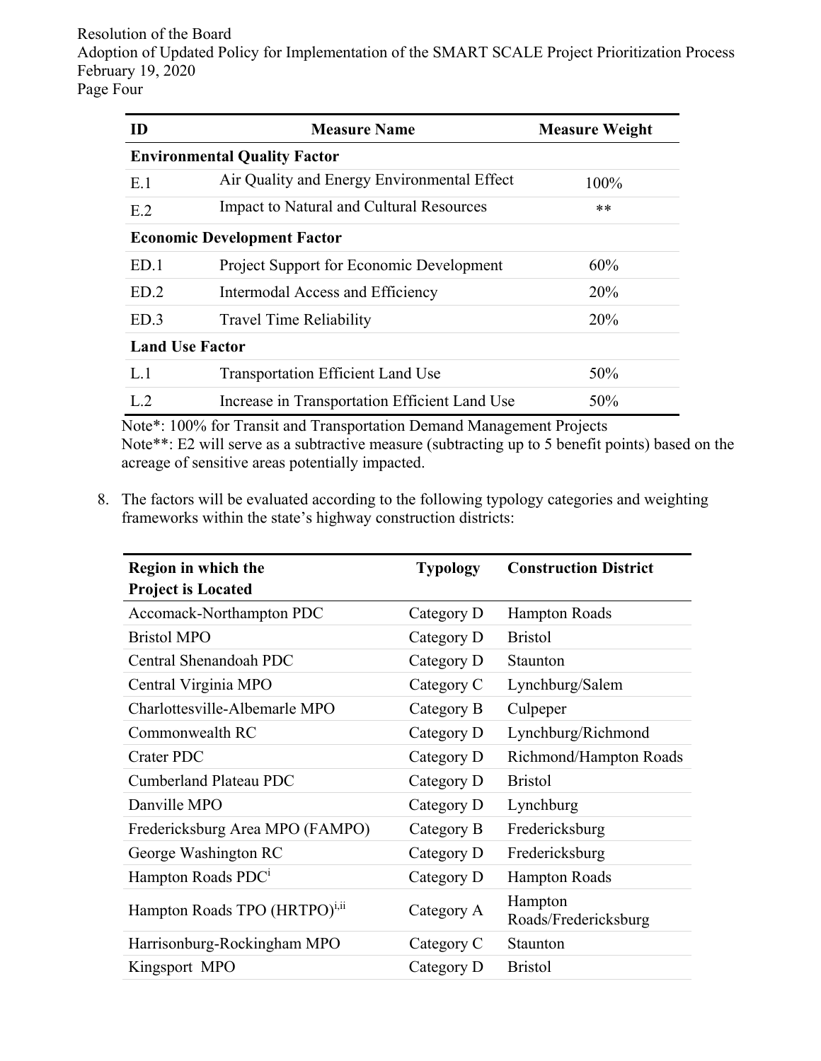| ID | Measure Name | Measure Weight |
|---|---|---|
| **Environmental Quality Factor** | | |
| E.1 | Air Quality and Energy Environmental Effect | 100% |
| E.2 | Impact to Natural and Cultural Resources | ** |
| **Economic Development Factor** | | |
| ED.1 | Project Support for Economic Development | 60% |
| ED.2 | Intermodal Access and Efficiency | 20% |
| ED.3 | Travel Time Reliability | 20% |
| **Land Use Factor** | | |
| L.1 | Transportation Efficient Land Use | 50% |
| L.2 | Increase in Transportation Efficient Land Use | 50% |

Note*: 100% for Transit and Transportation Demand Management Projects
Note**: E2 will serve as a subtractive measure (subtracting up to 5 benefit points) based on the acreage of sensitive areas potentially impacted.

8. The factors will be evaluated according to the following typology categories and weighting frameworks within the state's highway construction districts:

| Region in which the Project is Located | Typology | Construction District |
|---|---|---|
| Accomack-Northampton PDC | Category D | Hampton Roads |
| Bristol MPO | Category D | Bristol |
| Central Shenandoah PDC | Category D | Staunton |
| Central Virginia MPO | Category C | Lynchburg/Salem |
| Charlottesville-Albemarle MPO | Category B | Culpeper |
| Commonwealth RC | Category D | Lynchburg/Richmond |
| Crater PDC | Category D | Richmond/Hampton Roads |
| Cumberland Plateau PDC | Category D | Bristol |
| Danville MPO | Category D | Lynchburg |
| Fredericksburg Area MPO (FAMPO) | Category B | Fredericksburg |
| George Washington RC | Category D | Fredericksburg |
| Hampton Roads PDC[i] | Category D | Hampton Roads |
| Hampton Roads TPO (HRTPO)[i,ii] | Category A | Hampton Roads/Fredericksburg |
| Harrisonburg-Rockingham MPO | Category C | Staunton |
| Kingsport MPO | Category D | Bristol |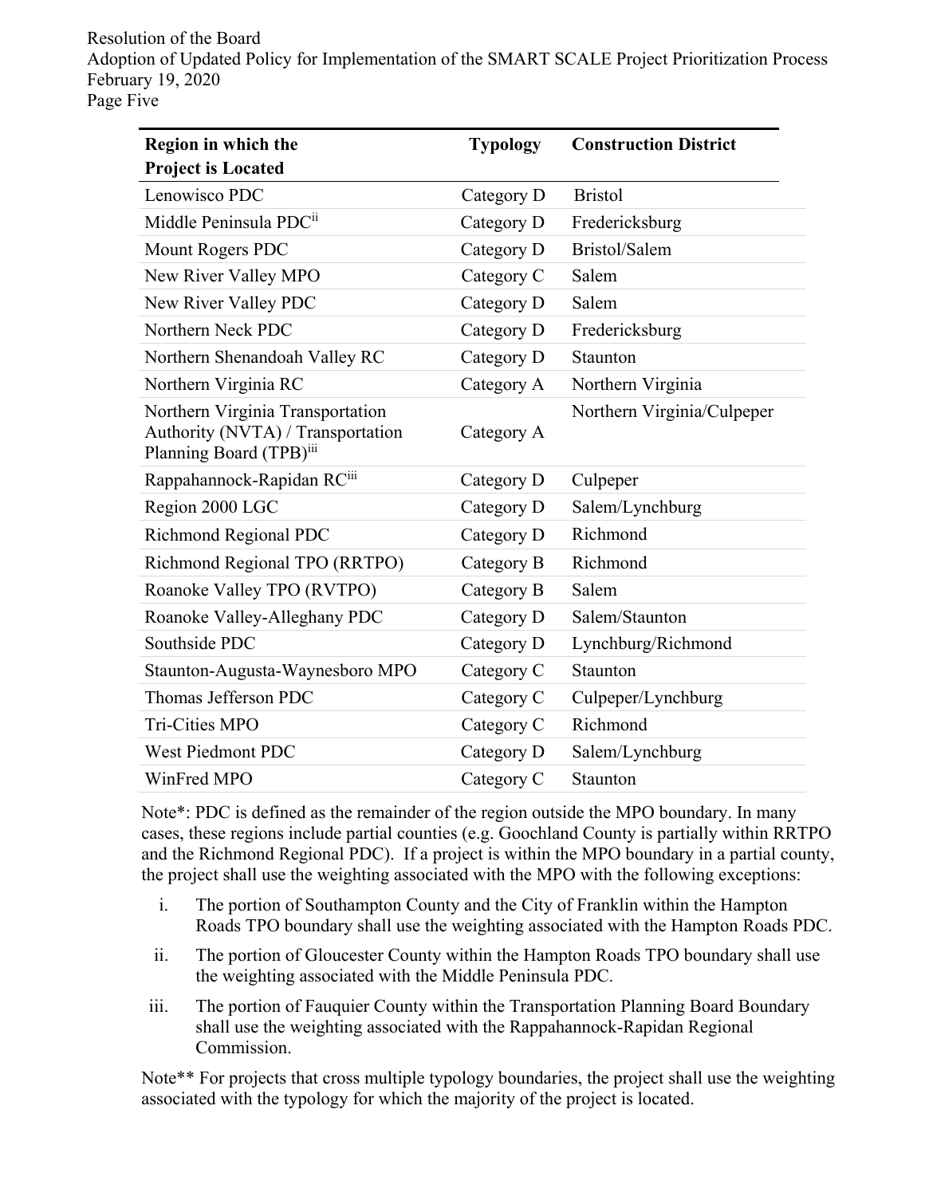| Region in which the Project is Located | Typology | Construction District |
|---|---|---|
| Lenowisco PDC | Category D | Bristol |
| Middle Peninsula PDC[ii] | Category D | Fredericksburg |
| Mount Rogers PDC | Category D | Bristol/Salem |
| New River Valley MPO | Category C | Salem |
| New River Valley PDC | Category D | Salem |
| Northern Neck PDC | Category D | Fredericksburg |
| Northern Shenandoah Valley RC | Category D | Staunton |
| Northern Virginia RC | Category A | Northern Virginia |
| Northern Virginia Transportation Authority (NVTA) / Transportation Planning Board (TPB)[iii] | Category A | Northern Virginia/Culpeper |
| Rappahannock-Rapidan RC[iii] | Category D | Culpeper |
| Region 2000 LGC | Category D | Salem/Lynchburg |
| Richmond Regional PDC | Category D | Richmond |
| Richmond Regional TPO (RRTPO) | Category B | Richmond |
| Roanoke Valley TPO (RVTPO) | Category B | Salem |
| Roanoke Valley-Alleghany PDC | Category D | Salem/Staunton |
| Southside PDC | Category D | Lynchburg/Richmond |
| Staunton-Augusta-Waynesboro MPO | Category C | Staunton |
| Thomas Jefferson PDC | Category C | Culpeper/Lynchburg |
| Tri-Cities MPO | Category C | Richmond |
| West Piedmont PDC | Category D | Salem/Lynchburg |
| WinFred MPO | Category C | Staunton |

Note*: PDC is defined as the remainder of the region outside the MPO boundary. In many cases, these regions include partial counties (e.g. Goochland County is partially within RRTPO and the Richmond Regional PDC). If a project is within the MPO boundary in a partial county, the project shall use the weighting associated with the MPO with the following exceptions:

i. The portion of Southampton County and the City of Franklin within the Hampton Roads TPO boundary shall use the weighting associated with the Hampton Roads PDC.

ii. The portion of Gloucester County within the Hampton Roads TPO boundary shall use the weighting associated with the Middle Peninsula PDC.

iii. The portion of Fauquier County within the Transportation Planning Board Boundary shall use the weighting associated with the Rappahannock-Rapidan Regional Commission.

Note** For projects that cross multiple typology boundaries, the project shall use the weighting associated with the typology for which the majority of the project is located.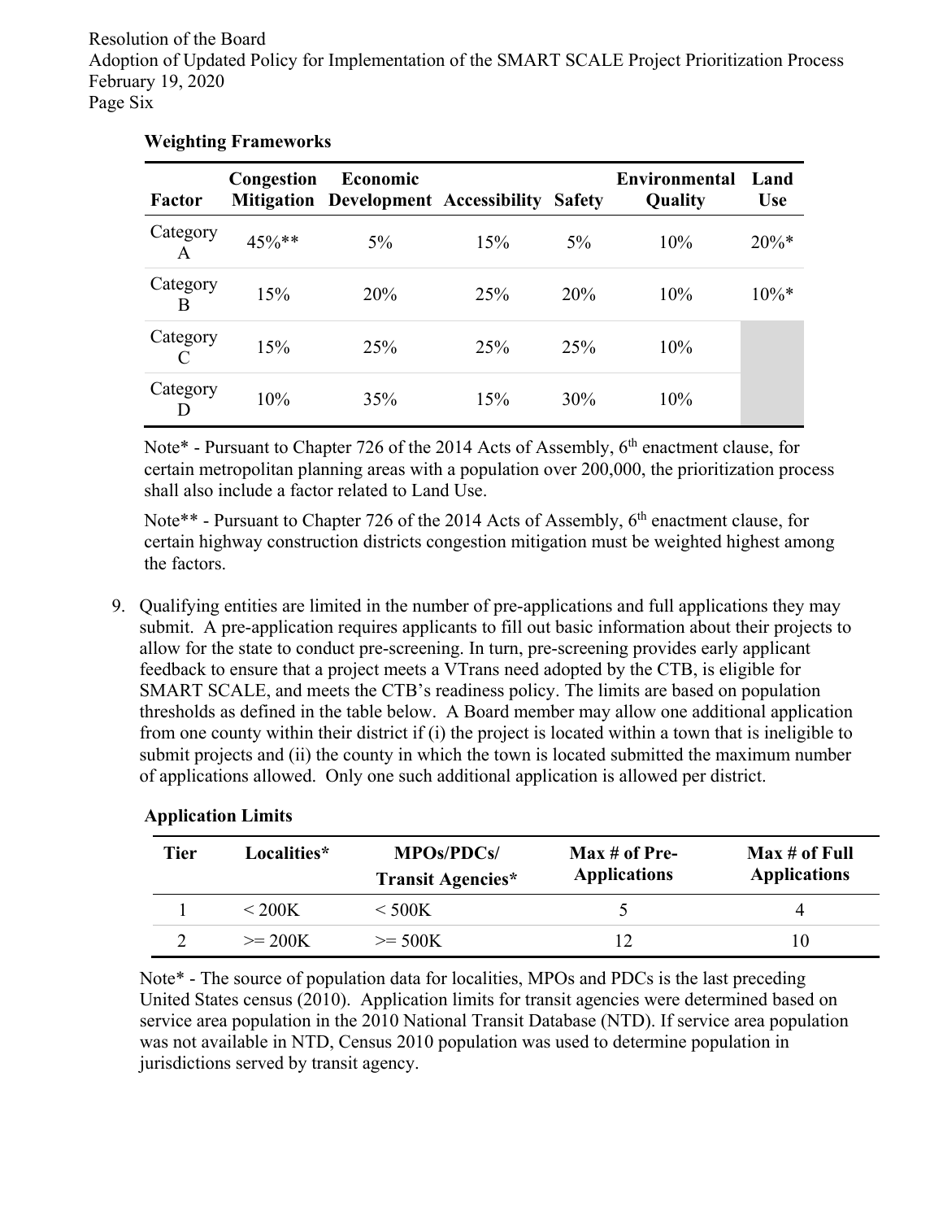**Weighting Frameworks**

| Factor | Congestion Mitigation | Economic Development | Accessibility | Safety | Environmental Quality | Land Use |
|---|---|---|---|---|---|---|
| Category A | 45%** | 5% | 15% | 5% | 10% | 20%* |
| Category B | 15% | 20% | 25% | 20% | 10% | 10%* |
| Category C | 15% | 25% | 25% | 25% | 10% | |
| Category D | 10% | 35% | 15% | 30% | 10% | |

Note* - Pursuant to Chapter 726 of the 2014 Acts of Assembly, 6th enactment clause, for certain metropolitan planning areas with a population over 200,000, the prioritization process shall also include a factor related to Land Use.

Note** - Pursuant to Chapter 726 of the 2014 Acts of Assembly, 6th enactment clause, for certain highway construction districts congestion mitigation must be weighted highest among the factors.

9. Qualifying entities are limited in the number of pre-applications and full applications they may submit. A pre-application requires applicants to fill out basic information about their projects to allow for the state to conduct pre-screening. In turn, pre-screening provides early applicant feedback to ensure that a project meets a VTrans need adopted by the CTB, is eligible for SMART SCALE, and meets the CTB's readiness policy. The limits are based on population thresholds as defined in the table below. A Board member may allow one additional application from one county within their district if (i) the project is located within a town that is ineligible to submit projects and (ii) the county in which the town is located submitted the maximum number of applications allowed. Only one such additional application is allowed per district.

**Application Limits**

| Tier | Localities* | MPOs/PDCs/ Transit Agencies* | Max # of Pre-Applications | Max # of Full Applications |
|---|---|---|---|---|
| 1 | < 200K | < 500K | 5 | 4 |
| 2 | >= 200K | >= 500K | 12 | 10 |

Note* - The source of population data for localities, MPOs and PDCs is the last preceding United States census (2010). Application limits for transit agencies were determined based on service area population in the 2010 National Transit Database (NTD). If service area population was not available in NTD, Census 2010 population was used to determine population in jurisdictions served by transit agency.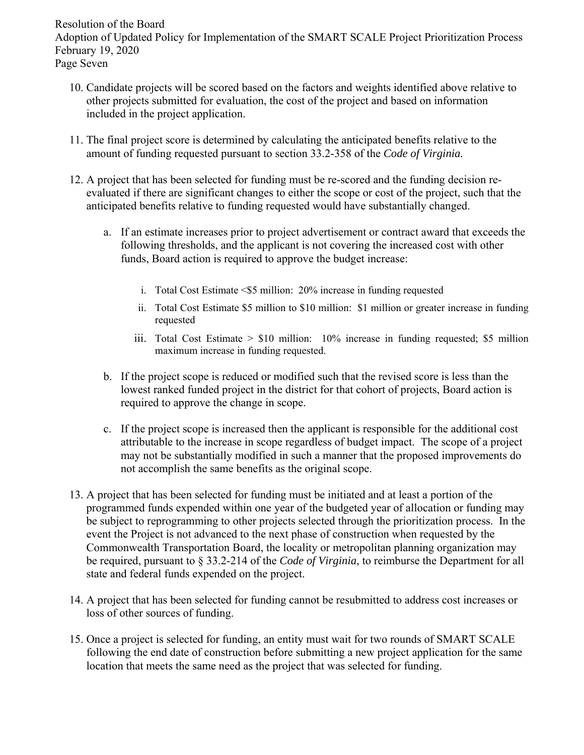10. Candidate projects will be scored based on the factors and weights identified above relative to other projects submitted for evaluation, the cost of the project and based on information included in the project application.

11. The final project score is determined by calculating the anticipated benefits relative to the amount of funding requested pursuant to section 33.2-358 of the *Code of Virginia.*

12. A project that has been selected for funding must be re-scored and the funding decision re-evaluated if there are significant changes to either the scope or cost of the project, such that the anticipated benefits relative to funding requested would have substantially changed.

    a. If an estimate increases prior to project advertisement or contract award that exceeds the following thresholds, and the applicant is not covering the increased cost with other funds, Board action is required to approve the budget increase:

        i. Total Cost Estimate <$5 million: 20% increase in funding requested

        ii. Total Cost Estimate $5 million to $10 million: $1 million or greater increase in funding requested

        iii. Total Cost Estimate > $10 million: 10% increase in funding requested; $5 million maximum increase in funding requested.

    b. If the project scope is reduced or modified such that the revised score is less than the lowest ranked funded project in the district for that cohort of projects, Board action is required to approve the change in scope.

    c. If the project scope is increased then the applicant is responsible for the additional cost attributable to the increase in scope regardless of budget impact. The scope of a project may not be substantially modified in such a manner that the proposed improvements do not accomplish the same benefits as the original scope.

13. A project that has been selected for funding must be initiated and at least a portion of the programmed funds expended within one year of the budgeted year of allocation or funding may be subject to reprogramming to other projects selected through the prioritization process. In the event the Project is not advanced to the next phase of construction when requested by the Commonwealth Transportation Board, the locality or metropolitan planning organization may be required, pursuant to § 33.2-214 of the *Code of Virginia*, to reimburse the Department for all state and federal funds expended on the project.

14. A project that has been selected for funding cannot be resubmitted to address cost increases or loss of other sources of funding.

15. Once a project is selected for funding, an entity must wait for two rounds of SMART SCALE following the end date of construction before submitting a new project application for the same location that meets the same need as the project that was selected for funding.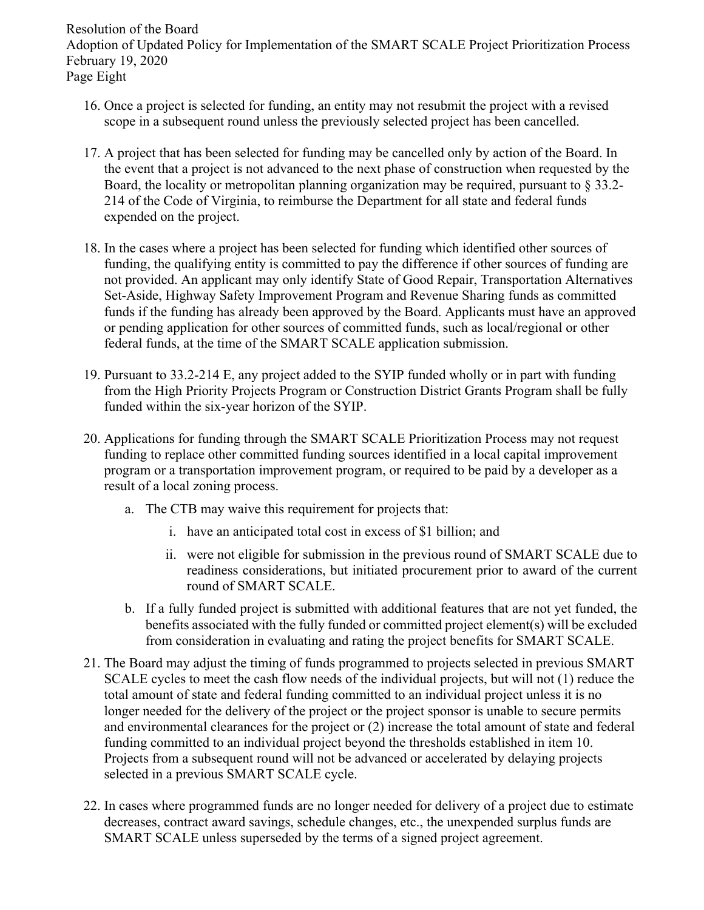16. Once a project is selected for funding, an entity may not resubmit the project with a revised scope in a subsequent round unless the previously selected project has been cancelled.

17. A project that has been selected for funding may be cancelled only by action of the Board. In the event that a project is not advanced to the next phase of construction when requested by the Board, the locality or metropolitan planning organization may be required, pursuant to § 33.2-214 of the Code of Virginia, to reimburse the Department for all state and federal funds expended on the project.

18. In the cases where a project has been selected for funding which identified other sources of funding, the qualifying entity is committed to pay the difference if other sources of funding are not provided. An applicant may only identify State of Good Repair, Transportation Alternatives Set-Aside, Highway Safety Improvement Program and Revenue Sharing funds as committed funds if the funding has already been approved by the Board. Applicants must have an approved or pending application for other sources of committed funds, such as local/regional or other federal funds, at the time of the SMART SCALE application submission.

19. Pursuant to 33.2-214 E, any project added to the SYIP funded wholly or in part with funding from the High Priority Projects Program or Construction District Grants Program shall be fully funded within the six-year horizon of the SYIP.

20. Applications for funding through the SMART SCALE Prioritization Process may not request funding to replace other committed funding sources identified in a local capital improvement program or a transportation improvement program, or required to be paid by a developer as a result of a local zoning process.
    a. The CTB may waive this requirement for projects that:
        i. have an anticipated total cost in excess of $1 billion; and
        ii. were not eligible for submission in the previous round of SMART SCALE due to readiness considerations, but initiated procurement prior to award of the current round of SMART SCALE.
    b. If a fully funded project is submitted with additional features that are not yet funded, the benefits associated with the fully funded or committed project element(s) will be excluded from consideration in evaluating and rating the project benefits for SMART SCALE.

21. The Board may adjust the timing of funds programmed to projects selected in previous SMART SCALE cycles to meet the cash flow needs of the individual projects, but will not (1) reduce the total amount of state and federal funding committed to an individual project unless it is no longer needed for the delivery of the project or the project sponsor is unable to secure permits and environmental clearances for the project or (2) increase the total amount of state and federal funding committed to an individual project beyond the thresholds established in item 10. Projects from a subsequent round will not be advanced or accelerated by delaying projects selected in a previous SMART SCALE cycle.

22. In cases where programmed funds are no longer needed for delivery of a project due to estimate decreases, contract award savings, schedule changes, etc., the unexpended surplus funds are SMART SCALE unless superseded by the terms of a signed project agreement.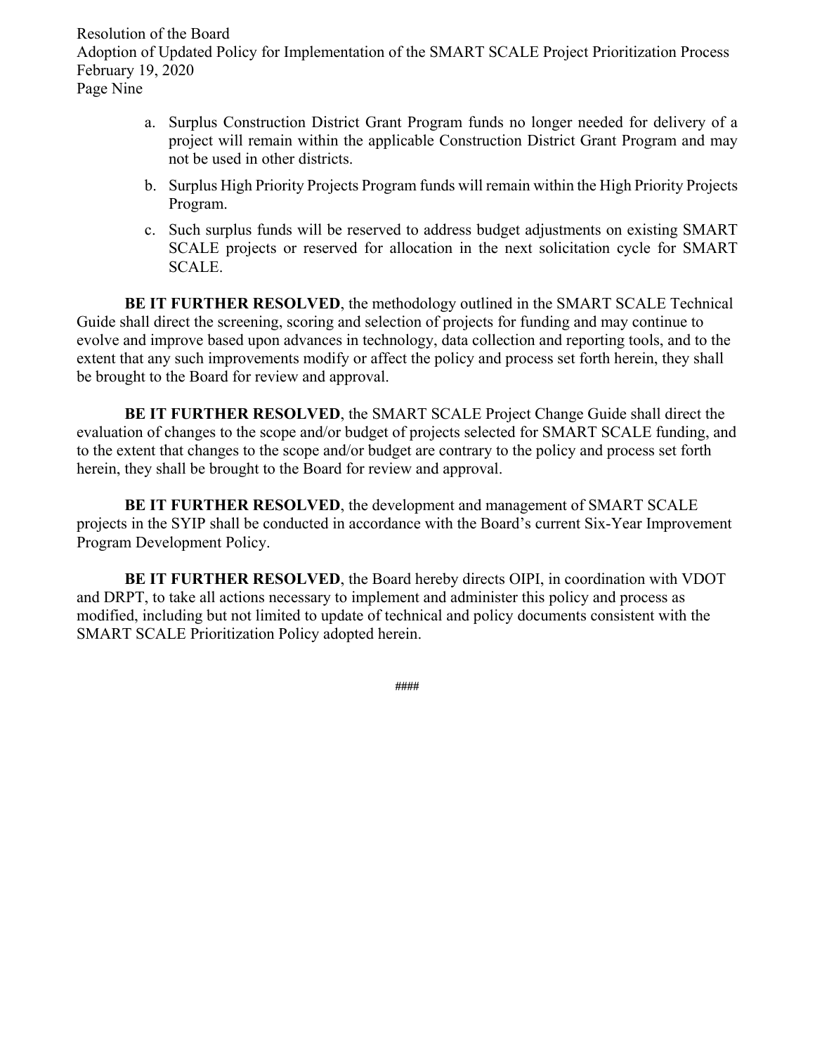a. Surplus Construction District Grant Program funds no longer needed for delivery of a project will remain within the applicable Construction District Grant Program and may not be used in other districts.

b. Surplus High Priority Projects Program funds will remain within the High Priority Projects Program.

c. Such surplus funds will be reserved to address budget adjustments on existing SMART SCALE projects or reserved for allocation in the next solicitation cycle for SMART SCALE.

**BE IT FURTHER RESOLVED**, the methodology outlined in the SMART SCALE Technical Guide shall direct the screening, scoring and selection of projects for funding and may continue to evolve and improve based upon advances in technology, data collection and reporting tools, and to the extent that any such improvements modify or affect the policy and process set forth herein, they shall be brought to the Board for review and approval.

**BE IT FURTHER RESOLVED**, the SMART SCALE Project Change Guide shall direct the evaluation of changes to the scope and/or budget of projects selected for SMART SCALE funding, and to the extent that changes to the scope and/or budget are contrary to the policy and process set forth herein, they shall be brought to the Board for review and approval.

**BE IT FURTHER RESOLVED**, the development and management of SMART SCALE projects in the SYIP shall be conducted in accordance with the Board's current Six-Year Improvement Program Development Policy.

**BE IT FURTHER RESOLVED**, the Board hereby directs OIPI, in coordination with VDOT and DRPT, to take all actions necessary to implement and administer this policy and process as modified, including but not limited to update of technical and policy documents consistent with the SMART SCALE Prioritization Policy adopted herein.

####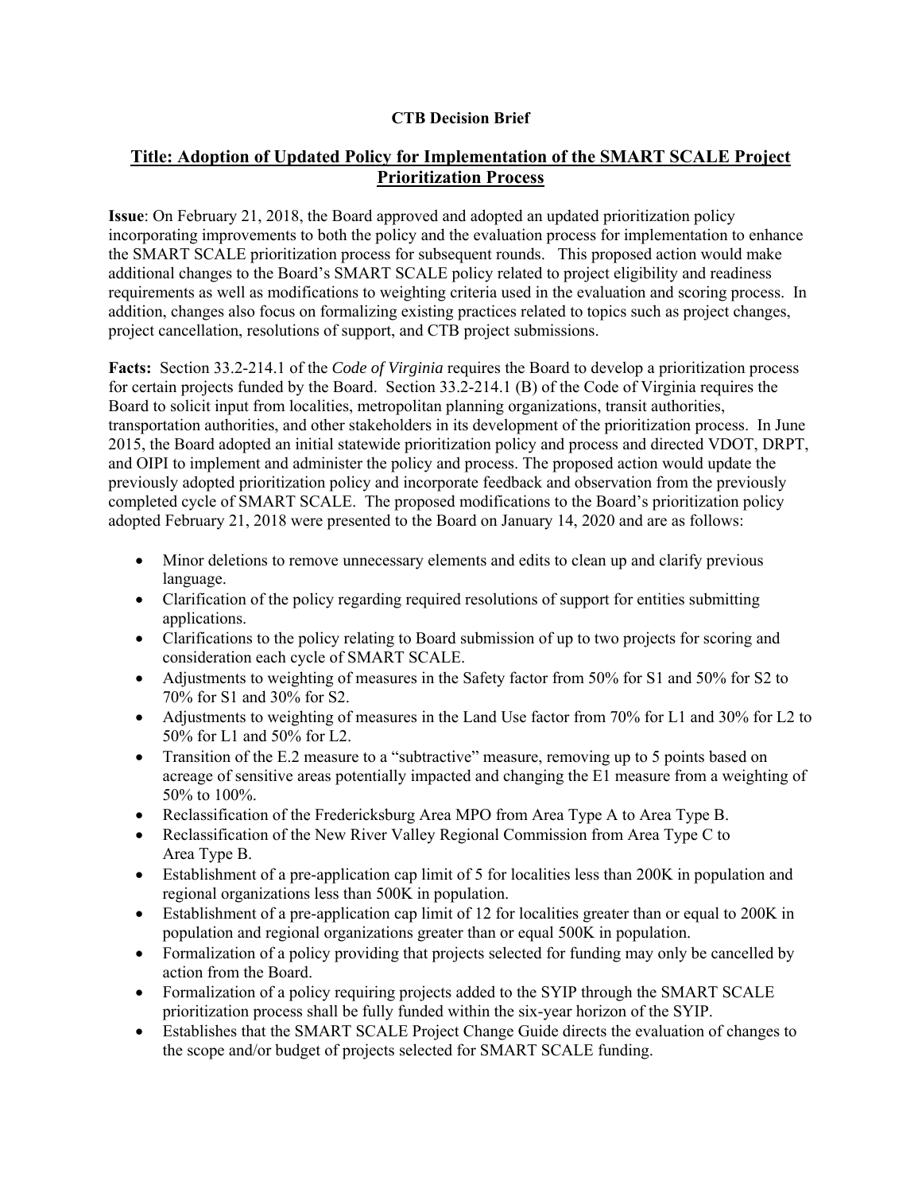**CTB Decision Brief**

## Title: Adoption of Updated Policy for Implementation of the SMART SCALE Project Prioritization Process

**Issue**: On February 21, 2018, the Board approved and adopted an updated prioritization policy incorporating improvements to both the policy and the evaluation process for implementation to enhance the SMART SCALE prioritization process for subsequent rounds. This proposed action would make additional changes to the Board's SMART SCALE policy related to project eligibility and readiness requirements as well as modifications to weighting criteria used in the evaluation and scoring process. In addition, changes also focus on formalizing existing practices related to topics such as project changes, project cancellation, resolutions of support, and CTB project submissions.

**Facts:** Section 33.2-214.1 of the *Code of Virginia* requires the Board to develop a prioritization process for certain projects funded by the Board. Section 33.2-214.1 (B) of the Code of Virginia requires the Board to solicit input from localities, metropolitan planning organizations, transit authorities, transportation authorities, and other stakeholders in its development of the prioritization process. In June 2015, the Board adopted an initial statewide prioritization policy and process and directed VDOT, DRPT, and OIPI to implement and administer the policy and process. The proposed action would update the previously adopted prioritization policy and incorporate feedback and observation from the previously completed cycle of SMART SCALE. The proposed modifications to the Board's prioritization policy adopted February 21, 2018 were presented to the Board on January 14, 2020 and are as follows:

- Minor deletions to remove unnecessary elements and edits to clean up and clarify previous language.
- Clarification of the policy regarding required resolutions of support for entities submitting applications.
- Clarifications to the policy relating to Board submission of up to two projects for scoring and consideration each cycle of SMART SCALE.
- Adjustments to weighting of measures in the Safety factor from 50% for S1 and 50% for S2 to 70% for S1 and 30% for S2.
- Adjustments to weighting of measures in the Land Use factor from 70% for L1 and 30% for L2 to 50% for L1 and 50% for L2.
- Transition of the E.2 measure to a "subtractive" measure, removing up to 5 points based on acreage of sensitive areas potentially impacted and changing the E1 measure from a weighting of 50% to 100%.
- Reclassification of the Fredericksburg Area MPO from Area Type A to Area Type B.
- Reclassification of the New River Valley Regional Commission from Area Type C to Area Type B.
- Establishment of a pre-application cap limit of 5 for localities less than 200K in population and regional organizations less than 500K in population.
- Establishment of a pre-application cap limit of 12 for localities greater than or equal to 200K in population and regional organizations greater than or equal 500K in population.
- Formalization of a policy providing that projects selected for funding may only be cancelled by action from the Board.
- Formalization of a policy requiring projects added to the SYIP through the SMART SCALE prioritization process shall be fully funded within the six-year horizon of the SYIP.
- Establishes that the SMART SCALE Project Change Guide directs the evaluation of changes to the scope and/or budget of projects selected for SMART SCALE funding.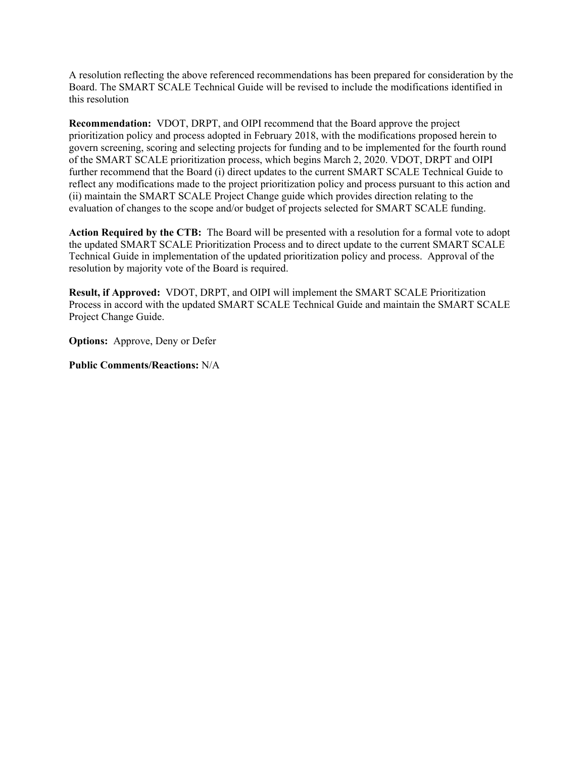A resolution reflecting the above referenced recommendations has been prepared for consideration by the Board. The SMART SCALE Technical Guide will be revised to include the modifications identified in this resolution

**Recommendation:** VDOT, DRPT, and OIPI recommend that the Board approve the project prioritization policy and process adopted in February 2018, with the modifications proposed herein to govern screening, scoring and selecting projects for funding and to be implemented for the fourth round of the SMART SCALE prioritization process, which begins March 2, 2020. VDOT, DRPT and OIPI further recommend that the Board (i) direct updates to the current SMART SCALE Technical Guide to reflect any modifications made to the project prioritization policy and process pursuant to this action and (ii) maintain the SMART SCALE Project Change guide which provides direction relating to the evaluation of changes to the scope and/or budget of projects selected for SMART SCALE funding.

**Action Required by the CTB:** The Board will be presented with a resolution for a formal vote to adopt the updated SMART SCALE Prioritization Process and to direct update to the current SMART SCALE Technical Guide in implementation of the updated prioritization policy and process. Approval of the resolution by majority vote of the Board is required.

**Result, if Approved:** VDOT, DRPT, and OIPI will implement the SMART SCALE Prioritization Process in accord with the updated SMART SCALE Technical Guide and maintain the SMART SCALE Project Change Guide.

**Options:** Approve, Deny or Defer

**Public Comments/Reactions:** N/A